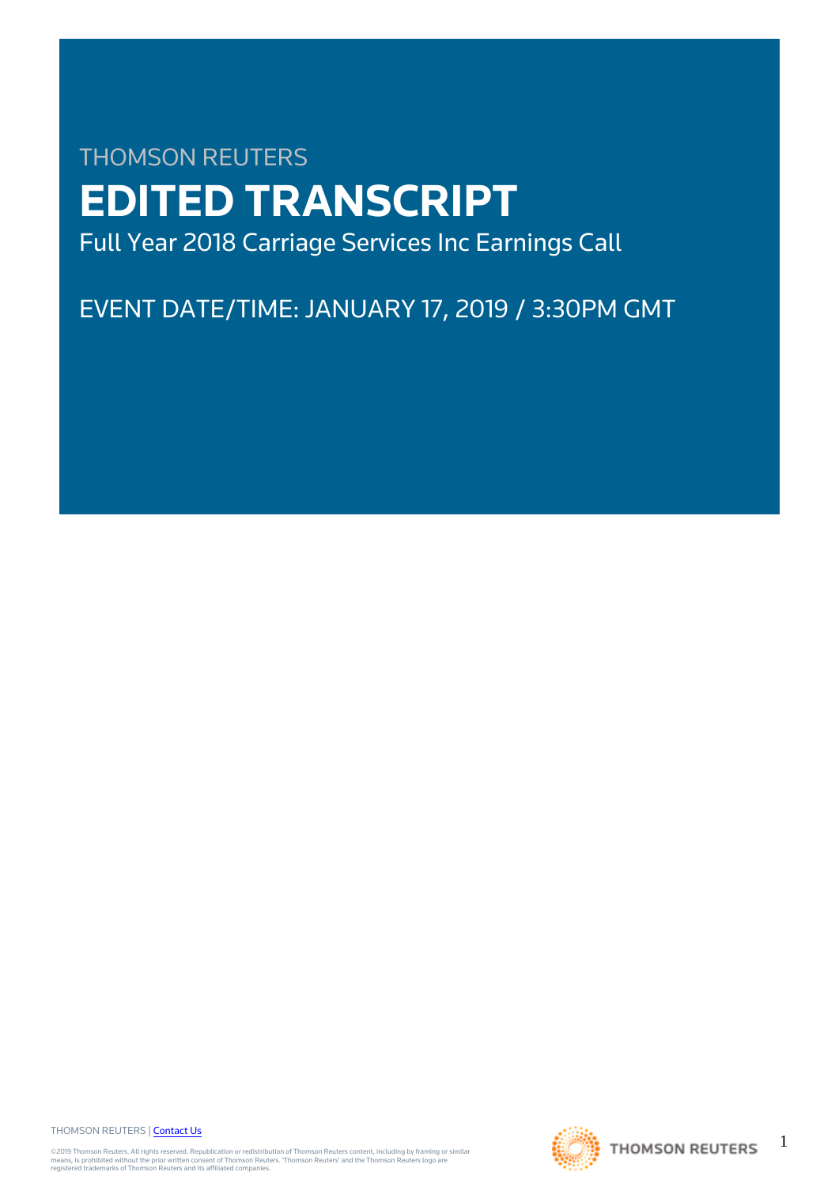THOMSON REUTERS

# EDITED TRANSCRIPT

Full Year 2018 Carriage Services Inc Earnings Call

EVENT DATE/TIME: JANUARY 17, 2019 / 3:30PM GMT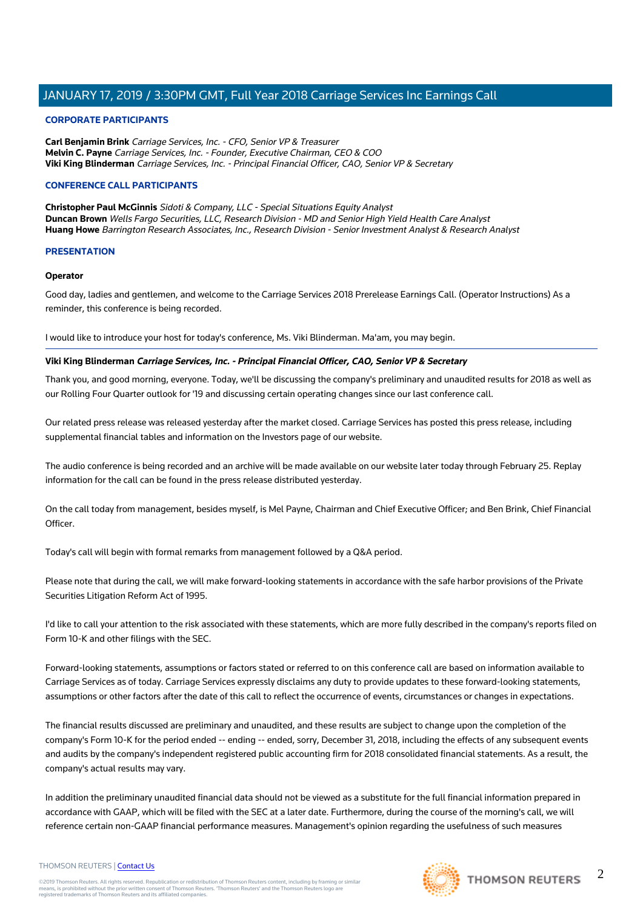## CORPORATE PARTICIPANTS

**Carl Benjamin Brink** *Carriage Services, Inc. - CFO, Senior VP & Treasurer*
**Melvin C. Payne** *Carriage Services, Inc. - Founder, Executive Chairman, CEO & COO*
**Viki King Blinderman** *Carriage Services, Inc. - Principal Financial Officer, CAO, Senior VP & Secretary*

## CONFERENCE CALL PARTICIPANTS

**Christopher Paul McGinnis** *Sidoti & Company, LLC - Special Situations Equity Analyst*
**Duncan Brown** *Wells Fargo Securities, LLC, Research Division - MD and Senior High Yield Health Care Analyst*
**Huang Howe** *Barrington Research Associates, Inc., Research Division - Senior Investment Analyst & Research Analyst*

## PRESENTATION

**Operator**

Good day, ladies and gentlemen, and welcome to the Carriage Services 2018 Prerelease Earnings Call. (Operator Instructions) As a reminder, this conference is being recorded.

I would like to introduce your host for today's conference, Ms. Viki Blinderman. Ma'am, you may begin.

---

**Viki King Blinderman** ***Carriage Services, Inc. - Principal Financial Officer, CAO, Senior VP & Secretary***

Thank you, and good morning, everyone. Today, we'll be discussing the company's preliminary and unaudited results for 2018 as well as our Rolling Four Quarter outlook for '19 and discussing certain operating changes since our last conference call.

Our related press release was released yesterday after the market closed. Carriage Services has posted this press release, including supplemental financial tables and information on the Investors page of our website.

The audio conference is being recorded and an archive will be made available on our website later today through February 25. Replay information for the call can be found in the press release distributed yesterday.

On the call today from management, besides myself, is Mel Payne, Chairman and Chief Executive Officer; and Ben Brink, Chief Financial Officer.

Today's call will begin with formal remarks from management followed by a Q&A period.

Please note that during the call, we will make forward-looking statements in accordance with the safe harbor provisions of the Private Securities Litigation Reform Act of 1995.

I'd like to call your attention to the risk associated with these statements, which are more fully described in the company's reports filed on Form 10-K and other filings with the SEC.

Forward-looking statements, assumptions or factors stated or referred to on this conference call are based on information available to Carriage Services as of today. Carriage Services expressly disclaims any duty to provide updates to these forward-looking statements, assumptions or other factors after the date of this call to reflect the occurrence of events, circumstances or changes in expectations.

The financial results discussed are preliminary and unaudited, and these results are subject to change upon the completion of the company's Form 10-K for the period ended -- ending -- ended, sorry, December 31, 2018, including the effects of any subsequent events and audits by the company's independent registered public accounting firm for 2018 consolidated financial statements. As a result, the company's actual results may vary.

In addition the preliminary unaudited financial data should not be viewed as a substitute for the full financial information prepared in accordance with GAAP, which will be filed with the SEC at a later date. Furthermore, during the course of the morning's call, we will reference certain non-GAAP financial performance measures. Management's opinion regarding the usefulness of such measures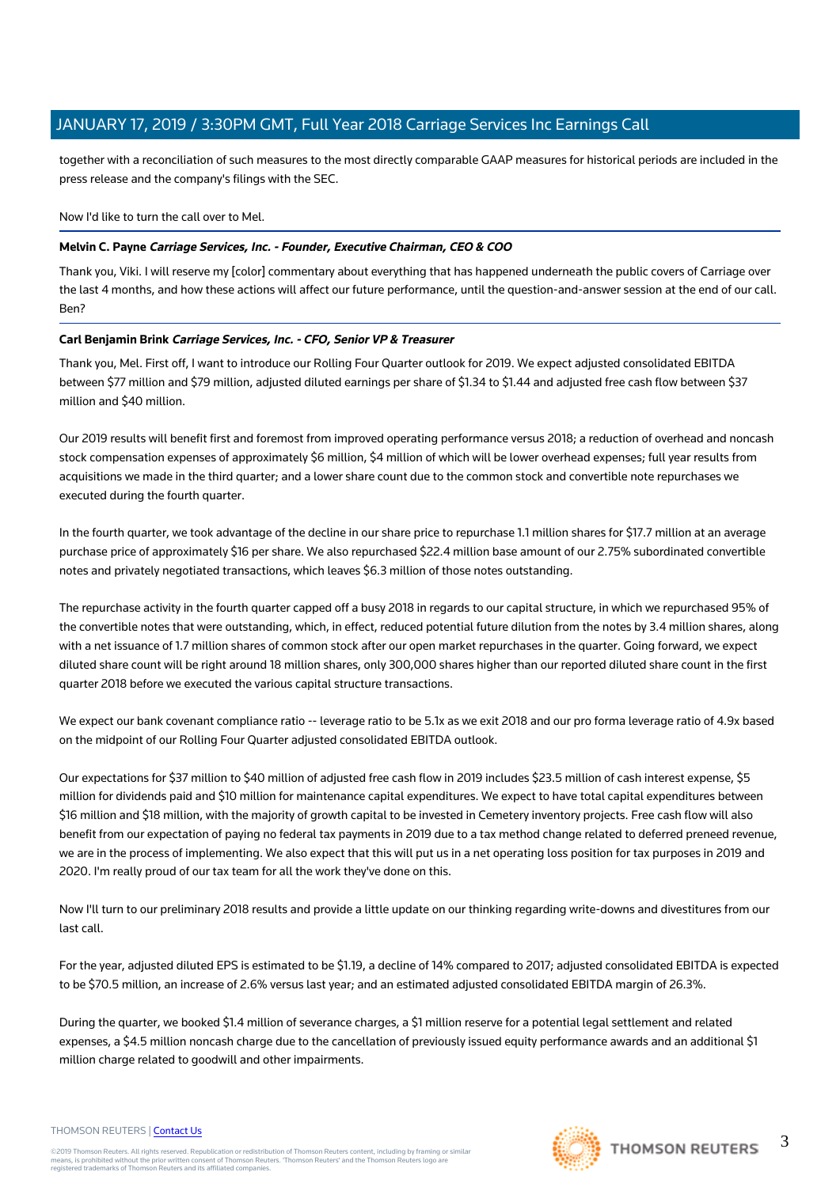together with a reconciliation of such measures to the most directly comparable GAAP measures for historical periods are included in the press release and the company's filings with the SEC.

Now I'd like to turn the call over to Mel.

**Melvin C. Payne** ***Carriage Services, Inc. - Founder, Executive Chairman, CEO & COO***

Thank you, Viki. I will reserve my [color] commentary about everything that has happened underneath the public covers of Carriage over the last 4 months, and how these actions will affect our future performance, until the question-and-answer session at the end of our call. Ben?

**Carl Benjamin Brink** ***Carriage Services, Inc. - CFO, Senior VP & Treasurer***

Thank you, Mel. First off, I want to introduce our Rolling Four Quarter outlook for 2019. We expect adjusted consolidated EBITDA between $77 million and $79 million, adjusted diluted earnings per share of $1.34 to $1.44 and adjusted free cash flow between $37 million and $40 million.

Our 2019 results will benefit first and foremost from improved operating performance versus 2018; a reduction of overhead and noncash stock compensation expenses of approximately $6 million, $4 million of which will be lower overhead expenses; full year results from acquisitions we made in the third quarter; and a lower share count due to the common stock and convertible note repurchases we executed during the fourth quarter.

In the fourth quarter, we took advantage of the decline in our share price to repurchase 1.1 million shares for $17.7 million at an average purchase price of approximately $16 per share. We also repurchased $22.4 million base amount of our 2.75% subordinated convertible notes and privately negotiated transactions, which leaves $6.3 million of those notes outstanding.

The repurchase activity in the fourth quarter capped off a busy 2018 in regards to our capital structure, in which we repurchased 95% of the convertible notes that were outstanding, which, in effect, reduced potential future dilution from the notes by 3.4 million shares, along with a net issuance of 1.7 million shares of common stock after our open market repurchases in the quarter. Going forward, we expect diluted share count will be right around 18 million shares, only 300,000 shares higher than our reported diluted share count in the first quarter 2018 before we executed the various capital structure transactions.

We expect our bank covenant compliance ratio -- leverage ratio to be 5.1x as we exit 2018 and our pro forma leverage ratio of 4.9x based on the midpoint of our Rolling Four Quarter adjusted consolidated EBITDA outlook.

Our expectations for $37 million to $40 million of adjusted free cash flow in 2019 includes $23.5 million of cash interest expense, $5 million for dividends paid and $10 million for maintenance capital expenditures. We expect to have total capital expenditures between $16 million and $18 million, with the majority of growth capital to be invested in Cemetery inventory projects. Free cash flow will also benefit from our expectation of paying no federal tax payments in 2019 due to a tax method change related to deferred preneed revenue, we are in the process of implementing. We also expect that this will put us in a net operating loss position for tax purposes in 2019 and 2020. I'm really proud of our tax team for all the work they've done on this.

Now I'll turn to our preliminary 2018 results and provide a little update on our thinking regarding write-downs and divestitures from our last call.

For the year, adjusted diluted EPS is estimated to be $1.19, a decline of 14% compared to 2017; adjusted consolidated EBITDA is expected to be $70.5 million, an increase of 2.6% versus last year; and an estimated adjusted consolidated EBITDA margin of 26.3%.

During the quarter, we booked $1.4 million of severance charges, a $1 million reserve for a potential legal settlement and related expenses, a $4.5 million noncash charge due to the cancellation of previously issued equity performance awards and an additional $1 million charge related to goodwill and other impairments.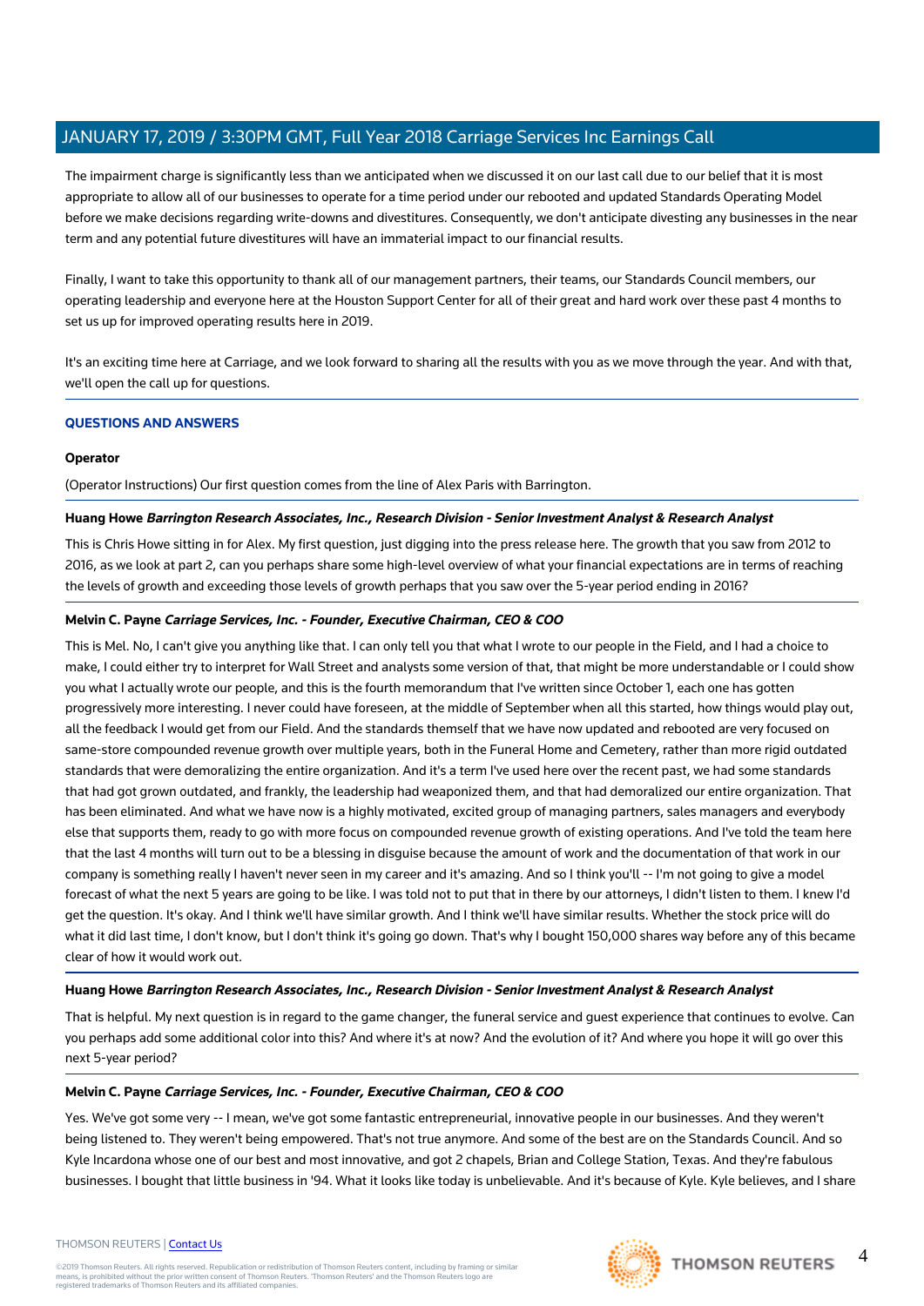The impairment charge is significantly less than we anticipated when we discussed it on our last call due to our belief that it is most appropriate to allow all of our businesses to operate for a time period under our rebooted and updated Standards Operating Model before we make decisions regarding write-downs and divestitures. Consequently, we don't anticipate divesting any businesses in the near term and any potential future divestitures will have an immaterial impact to our financial results.

Finally, I want to take this opportunity to thank all of our management partners, their teams, our Standards Council members, our operating leadership and everyone here at the Houston Support Center for all of their great and hard work over these past 4 months to set us up for improved operating results here in 2019.

It's an exciting time here at Carriage, and we look forward to sharing all the results with you as we move through the year. And with that, we'll open the call up for questions.

## QUESTIONS AND ANSWERS

**Operator**

(Operator Instructions) Our first question comes from the line of Alex Paris with Barrington.

**Huang Howe** ***Barrington Research Associates, Inc., Research Division - Senior Investment Analyst & Research Analyst***

This is Chris Howe sitting in for Alex. My first question, just digging into the press release here. The growth that you saw from 2012 to 2016, as we look at part 2, can you perhaps share some high-level overview of what your financial expectations are in terms of reaching the levels of growth and exceeding those levels of growth perhaps that you saw over the 5-year period ending in 2016?

**Melvin C. Payne** ***Carriage Services, Inc. - Founder, Executive Chairman, CEO & COO***

This is Mel. No, I can't give you anything like that. I can only tell you that what I wrote to our people in the Field, and I had a choice to make, I could either try to interpret for Wall Street and analysts some version of that, that might be more understandable or I could show you what I actually wrote our people, and this is the fourth memorandum that I've written since October 1, each one has gotten progressively more interesting. I never could have foreseen, at the middle of September when all this started, how things would play out, all the feedback I would get from our Field. And the standards themself that we have now updated and rebooted are very focused on same-store compounded revenue growth over multiple years, both in the Funeral Home and Cemetery, rather than more rigid outdated standards that were demoralizing the entire organization. And it's a term I've used here over the recent past, we had some standards that had got grown outdated, and frankly, the leadership had weaponized them, and that had demoralized our entire organization. That has been eliminated. And what we have now is a highly motivated, excited group of managing partners, sales managers and everybody else that supports them, ready to go with more focus on compounded revenue growth of existing operations. And I've told the team here that the last 4 months will turn out to be a blessing in disguise because the amount of work and the documentation of that work in our company is something really I haven't never seen in my career and it's amazing. And so I think you'll -- I'm not going to give a model forecast of what the next 5 years are going to be like. I was told not to put that in there by our attorneys, I didn't listen to them. I knew I'd get the question. It's okay. And I think we'll have similar growth. And I think we'll have similar results. Whether the stock price will do what it did last time, I don't know, but I don't think it's going go down. That's why I bought 150,000 shares way before any of this became clear of how it would work out.

**Huang Howe** ***Barrington Research Associates, Inc., Research Division - Senior Investment Analyst & Research Analyst***

That is helpful. My next question is in regard to the game changer, the funeral service and guest experience that continues to evolve. Can you perhaps add some additional color into this? And where it's at now? And the evolution of it? And where you hope it will go over this next 5-year period?

**Melvin C. Payne** ***Carriage Services, Inc. - Founder, Executive Chairman, CEO & COO***

Yes. We've got some very -- I mean, we've got some fantastic entrepreneurial, innovative people in our businesses. And they weren't being listened to. They weren't being empowered. That's not true anymore. And some of the best are on the Standards Council. And so Kyle Incardona whose one of our best and most innovative, and got 2 chapels, Brian and College Station, Texas. And they're fabulous businesses. I bought that little business in '94. What it looks like today is unbelievable. And it's because of Kyle. Kyle believes, and I share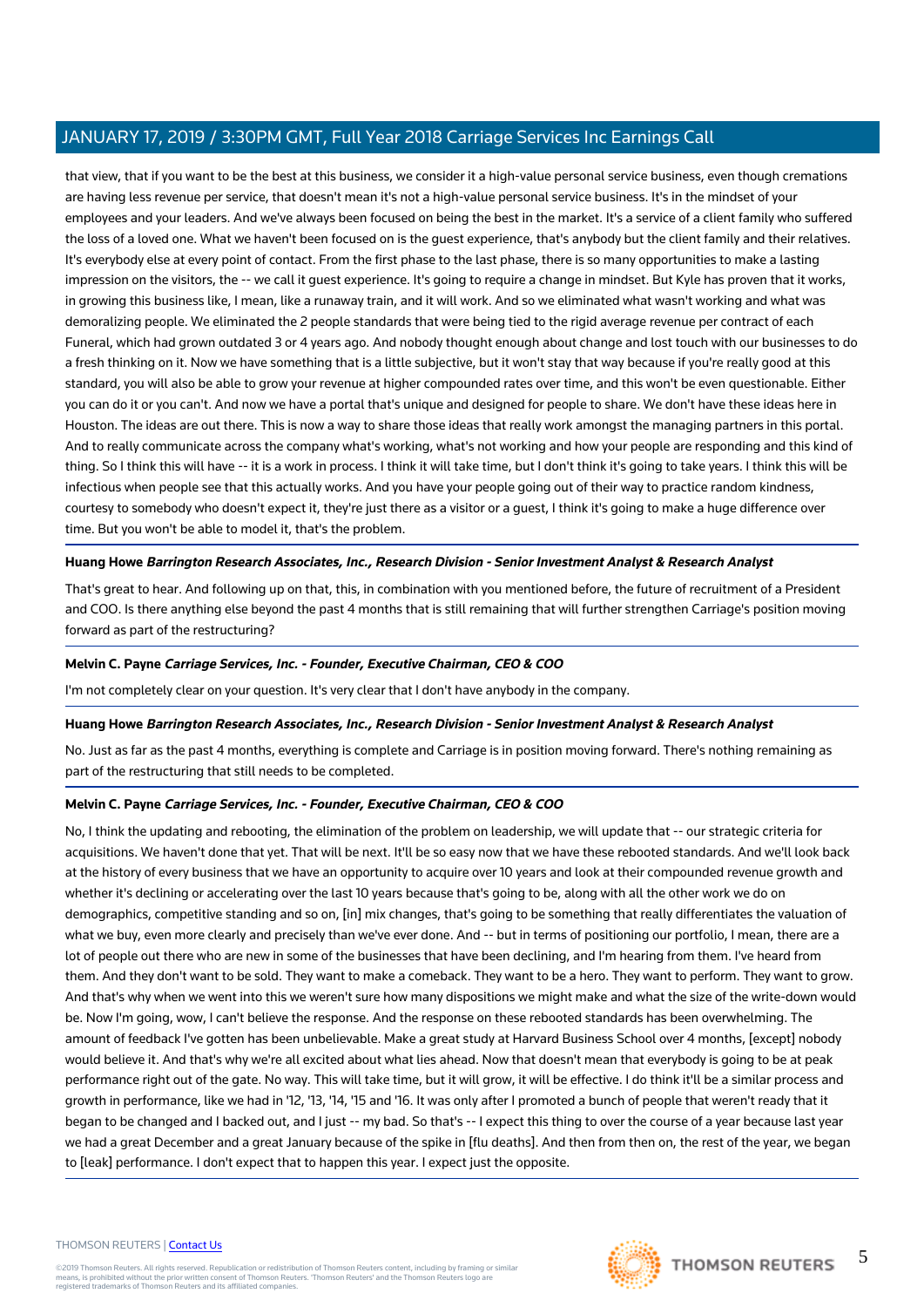that view, that if you want to be the best at this business, we consider it a high-value personal service business, even though cremations are having less revenue per service, that doesn't mean it's not a high-value personal service business. It's in the mindset of your employees and your leaders. And we've always been focused on being the best in the market. It's a service of a client family who suffered the loss of a loved one. What we haven't been focused on is the guest experience, that's anybody but the client family and their relatives. It's everybody else at every point of contact. From the first phase to the last phase, there is so many opportunities to make a lasting impression on the visitors, the -- we call it guest experience. It's going to require a change in mindset. But Kyle has proven that it works, in growing this business like, I mean, like a runaway train, and it will work. And so we eliminated what wasn't working and what was demoralizing people. We eliminated the 2 people standards that were being tied to the rigid average revenue per contract of each Funeral, which had grown outdated 3 or 4 years ago. And nobody thought enough about change and lost touch with our businesses to do a fresh thinking on it. Now we have something that is a little subjective, but it won't stay that way because if you're really good at this standard, you will also be able to grow your revenue at higher compounded rates over time, and this won't be even questionable. Either you can do it or you can't. And now we have a portal that's unique and designed for people to share. We don't have these ideas here in Houston. The ideas are out there. This is now a way to share those ideas that really work amongst the managing partners in this portal. And to really communicate across the company what's working, what's not working and how your people are responding and this kind of thing. So I think this will have -- it is a work in process. I think it will take time, but I don't think it's going to take years. I think this will be infectious when people see that this actually works. And you have your people going out of their way to practice random kindness, courtesy to somebody who doesn't expect it, they're just there as a visitor or a guest, I think it's going to make a huge difference over time. But you won't be able to model it, that's the problem.

**Huang Howe** ***Barrington Research Associates, Inc., Research Division - Senior Investment Analyst & Research Analyst***

That's great to hear. And following up on that, this, in combination with you mentioned before, the future of recruitment of a President and COO. Is there anything else beyond the past 4 months that is still remaining that will further strengthen Carriage's position moving forward as part of the restructuring?

**Melvin C. Payne** ***Carriage Services, Inc. - Founder, Executive Chairman, CEO & COO***

I'm not completely clear on your question. It's very clear that I don't have anybody in the company.

**Huang Howe** ***Barrington Research Associates, Inc., Research Division - Senior Investment Analyst & Research Analyst***

No. Just as far as the past 4 months, everything is complete and Carriage is in position moving forward. There's nothing remaining as part of the restructuring that still needs to be completed.

**Melvin C. Payne** ***Carriage Services, Inc. - Founder, Executive Chairman, CEO & COO***

No, I think the updating and rebooting, the elimination of the problem on leadership, we will update that -- our strategic criteria for acquisitions. We haven't done that yet. That will be next. It'll be so easy now that we have these rebooted standards. And we'll look back at the history of every business that we have an opportunity to acquire over 10 years and look at their compounded revenue growth and whether it's declining or accelerating over the last 10 years because that's going to be, along with all the other work we do on demographics, competitive standing and so on, [in] mix changes, that's going to be something that really differentiates the valuation of what we buy, even more clearly and precisely than we've ever done. And -- but in terms of positioning our portfolio, I mean, there are a lot of people out there who are new in some of the businesses that have been declining, and I'm hearing from them. I've heard from them. And they don't want to be sold. They want to make a comeback. They want to be a hero. They want to perform. They want to grow. And that's why when we went into this we weren't sure how many dispositions we might make and what the size of the write-down would be. Now I'm going, wow, I can't believe the response. And the response on these rebooted standards has been overwhelming. The amount of feedback I've gotten has been unbelievable. Make a great study at Harvard Business School over 4 months, [except] nobody would believe it. And that's why we're all excited about what lies ahead. Now that doesn't mean that everybody is going to be at peak performance right out of the gate. No way. This will take time, but it will grow, it will be effective. I do think it'll be a similar process and growth in performance, like we had in '12, '13, '14, '15 and '16. It was only after I promoted a bunch of people that weren't ready that it began to be changed and I backed out, and I just -- my bad. So that's -- I expect this thing to over the course of a year because last year we had a great December and a great January because of the spike in [flu deaths]. And then from then on, the rest of the year, we began to [leak] performance. I don't expect that to happen this year. I expect just the opposite.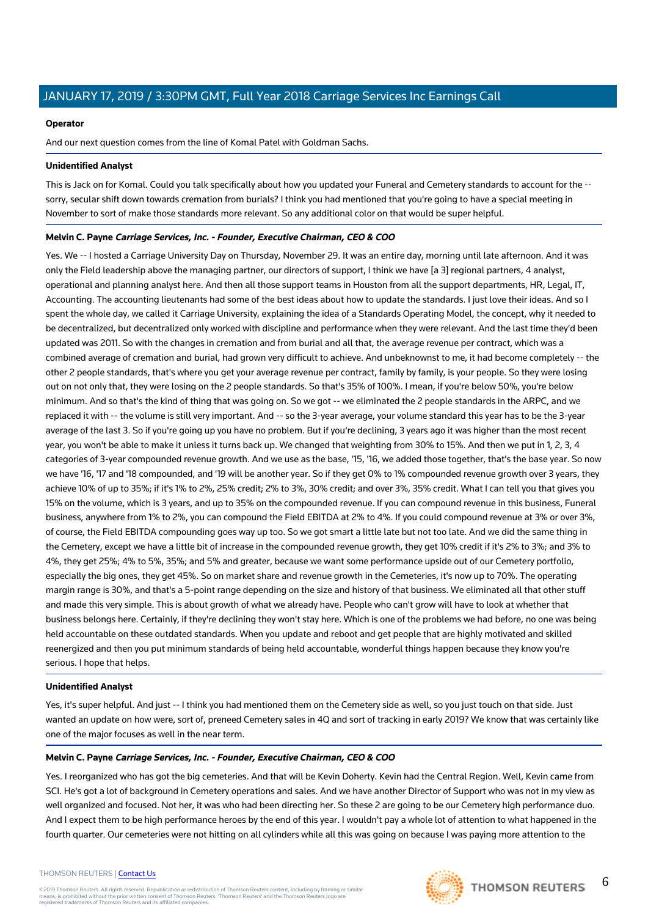**Operator**

And our next question comes from the line of Komal Patel with Goldman Sachs.

**Unidentified Analyst**

This is Jack on for Komal. Could you talk specifically about how you updated your Funeral and Cemetery standards to account for the -- sorry, secular shift down towards cremation from burials? I think you had mentioned that you're going to have a special meeting in November to sort of make those standards more relevant. So any additional color on that would be super helpful.

**Melvin C. Payne** ***Carriage Services, Inc. - Founder, Executive Chairman, CEO & COO***

Yes. We -- I hosted a Carriage University Day on Thursday, November 29. It was an entire day, morning until late afternoon. And it was only the Field leadership above the managing partner, our directors of support, I think we have [a 3] regional partners, 4 analyst, operational and planning analyst here. And then all those support teams in Houston from all the support departments, HR, Legal, IT, Accounting. The accounting lieutenants had some of the best ideas about how to update the standards. I just love their ideas. And so I spent the whole day, we called it Carriage University, explaining the idea of a Standards Operating Model, the concept, why it needed to be decentralized, but decentralized only worked with discipline and performance when they were relevant. And the last time they'd been updated was 2011. So with the changes in cremation and from burial and all that, the average revenue per contract, which was a combined average of cremation and burial, had grown very difficult to achieve. And unbeknownst to me, it had become completely -- the other 2 people standards, that's where you get your average revenue per contract, family by family, is your people. So they were losing out on not only that, they were losing on the 2 people standards. So that's 35% of 100%. I mean, if you're below 50%, you're below minimum. And so that's the kind of thing that was going on. So we got -- we eliminated the 2 people standards in the ARPC, and we replaced it with -- the volume is still very important. And -- so the 3-year average, your volume standard this year has to be the 3-year average of the last 3. So if you're going up you have no problem. But if you're declining, 3 years ago it was higher than the most recent year, you won't be able to make it unless it turns back up. We changed that weighting from 30% to 15%. And then we put in 1, 2, 3, 4 categories of 3-year compounded revenue growth. And we use as the base, '15, '16, we added those together, that's the base year. So now we have '16, '17 and '18 compounded, and '19 will be another year. So if they get 0% to 1% compounded revenue growth over 3 years, they achieve 10% of up to 35%; if it's 1% to 2%, 25% credit; 2% to 3%, 30% credit; and over 3%, 35% credit. What I can tell you that gives you 15% on the volume, which is 3 years, and up to 35% on the compounded revenue. If you can compound revenue in this business, Funeral business, anywhere from 1% to 2%, you can compound the Field EBITDA at 2% to 4%. If you could compound revenue at 3% or over 3%, of course, the Field EBITDA compounding goes way up too. So we got smart a little late but not too late. And we did the same thing in the Cemetery, except we have a little bit of increase in the compounded revenue growth, they get 10% credit if it's 2% to 3%; and 3% to 4%, they get 25%; 4% to 5%, 35%; and 5% and greater, because we want some performance upside out of our Cemetery portfolio, especially the big ones, they get 45%. So on market share and revenue growth in the Cemeteries, it's now up to 70%. The operating margin range is 30%, and that's a 5-point range depending on the size and history of that business. We eliminated all that other stuff and made this very simple. This is about growth of what we already have. People who can't grow will have to look at whether that business belongs here. Certainly, if they're declining they won't stay here. Which is one of the problems we had before, no one was being held accountable on these outdated standards. When you update and reboot and get people that are highly motivated and skilled reenergized and then you put minimum standards of being held accountable, wonderful things happen because they know you're serious. I hope that helps.

**Unidentified Analyst**

Yes, it's super helpful. And just -- I think you had mentioned them on the Cemetery side as well, so you just touch on that side. Just wanted an update on how were, sort of, preneed Cemetery sales in 4Q and sort of tracking in early 2019? We know that was certainly like one of the major focuses as well in the near term.

**Melvin C. Payne** ***Carriage Services, Inc. - Founder, Executive Chairman, CEO & COO***

Yes. I reorganized who has got the big cemeteries. And that will be Kevin Doherty. Kevin had the Central Region. Well, Kevin came from SCI. He's got a lot of background in Cemetery operations and sales. And we have another Director of Support who was not in my view as well organized and focused. Not her, it was who had been directing her. So these 2 are going to be our Cemetery high performance duo. And I expect them to be high performance heroes by the end of this year. I wouldn't pay a whole lot of attention to what happened in the fourth quarter. Our cemeteries were not hitting on all cylinders while all this was going on because I was paying more attention to the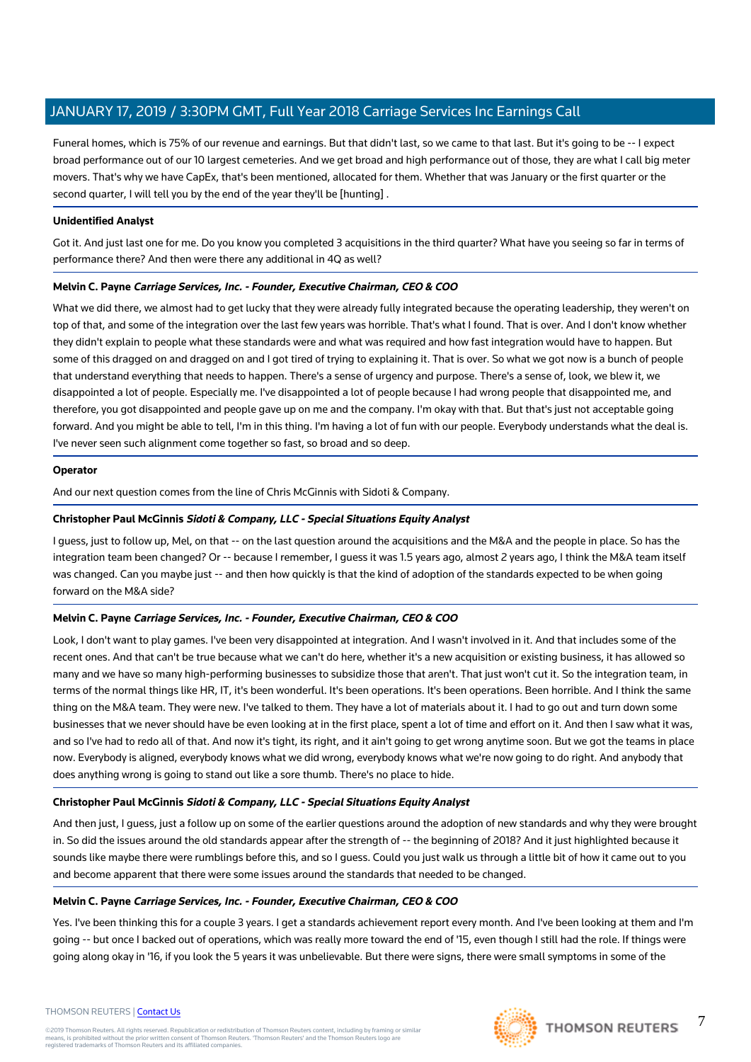Funeral homes, which is 75% of our revenue and earnings. But that didn't last, so we came to that last. But it's going to be -- I expect broad performance out of our 10 largest cemeteries. And we get broad and high performance out of those, they are what I call big meter movers. That's why we have CapEx, that's been mentioned, allocated for them. Whether that was January or the first quarter or the second quarter, I will tell you by the end of the year they'll be [hunting] .

**Unidentified Analyst**

Got it. And just last one for me. Do you know you completed 3 acquisitions in the third quarter? What have you seeing so far in terms of performance there? And then were there any additional in 4Q as well?

**Melvin C. Payne** ***Carriage Services, Inc. - Founder, Executive Chairman, CEO & COO***

What we did there, we almost had to get lucky that they were already fully integrated because the operating leadership, they weren't on top of that, and some of the integration over the last few years was horrible. That's what I found. That is over. And I don't know whether they didn't explain to people what these standards were and what was required and how fast integration would have to happen. But some of this dragged on and dragged on and I got tired of trying to explaining it. That is over. So what we got now is a bunch of people that understand everything that needs to happen. There's a sense of urgency and purpose. There's a sense of, look, we blew it, we disappointed a lot of people. Especially me. I've disappointed a lot of people because I had wrong people that disappointed me, and therefore, you got disappointed and people gave up on me and the company. I'm okay with that. But that's just not acceptable going forward. And you might be able to tell, I'm in this thing. I'm having a lot of fun with our people. Everybody understands what the deal is. I've never seen such alignment come together so fast, so broad and so deep.

**Operator**

And our next question comes from the line of Chris McGinnis with Sidoti & Company.

**Christopher Paul McGinnis** ***Sidoti & Company, LLC - Special Situations Equity Analyst***

I guess, just to follow up, Mel, on that -- on the last question around the acquisitions and the M&A and the people in place. So has the integration team been changed? Or -- because I remember, I guess it was 1.5 years ago, almost 2 years ago, I think the M&A team itself was changed. Can you maybe just -- and then how quickly is that the kind of adoption of the standards expected to be when going forward on the M&A side?

**Melvin C. Payne** ***Carriage Services, Inc. - Founder, Executive Chairman, CEO & COO***

Look, I don't want to play games. I've been very disappointed at integration. And I wasn't involved in it. And that includes some of the recent ones. And that can't be true because what we can't do here, whether it's a new acquisition or existing business, it has allowed so many and we have so many high-performing businesses to subsidize those that aren't. That just won't cut it. So the integration team, in terms of the normal things like HR, IT, it's been wonderful. It's been operations. It's been operations. Been horrible. And I think the same thing on the M&A team. They were new. I've talked to them. They have a lot of materials about it. I had to go out and turn down some businesses that we never should have be even looking at in the first place, spent a lot of time and effort on it. And then I saw what it was, and so I've had to redo all of that. And now it's tight, its right, and it ain't going to get wrong anytime soon. But we got the teams in place now. Everybody is aligned, everybody knows what we did wrong, everybody knows what we're now going to do right. And anybody that does anything wrong is going to stand out like a sore thumb. There's no place to hide.

**Christopher Paul McGinnis** ***Sidoti & Company, LLC - Special Situations Equity Analyst***

And then just, I guess, just a follow up on some of the earlier questions around the adoption of new standards and why they were brought in. So did the issues around the old standards appear after the strength of -- the beginning of 2018? And it just highlighted because it sounds like maybe there were rumblings before this, and so I guess. Could you just walk us through a little bit of how it came out to you and become apparent that there were some issues around the standards that needed to be changed.

**Melvin C. Payne** ***Carriage Services, Inc. - Founder, Executive Chairman, CEO & COO***

Yes. I've been thinking this for a couple 3 years. I get a standards achievement report every month. And I've been looking at them and I'm going -- but once I backed out of operations, which was really more toward the end of '15, even though I still had the role. If things were going along okay in '16, if you look the 5 years it was unbelievable. But there were signs, there were small symptoms in some of the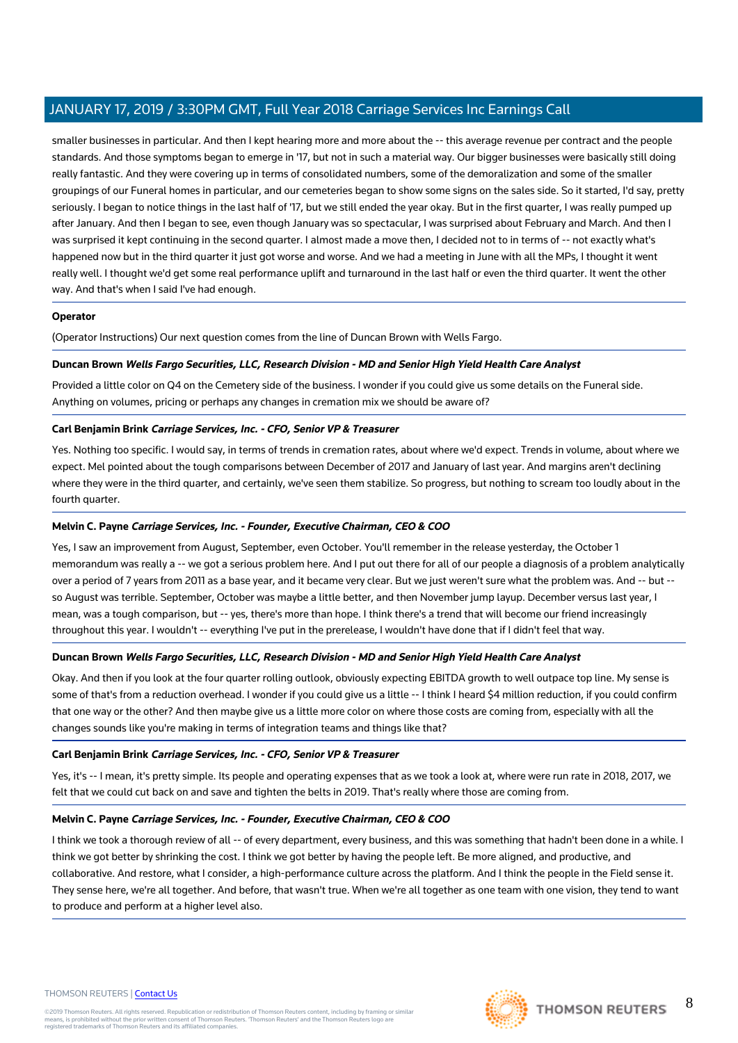smaller businesses in particular. And then I kept hearing more and more about the -- this average revenue per contract and the people standards. And those symptoms began to emerge in '17, but not in such a material way. Our bigger businesses were basically still doing really fantastic. And they were covering up in terms of consolidated numbers, some of the demoralization and some of the smaller groupings of our Funeral homes in particular, and our cemeteries began to show some signs on the sales side. So it started, I'd say, pretty seriously. I began to notice things in the last half of '17, but we still ended the year okay. But in the first quarter, I was really pumped up after January. And then I began to see, even though January was so spectacular, I was surprised about February and March. And then I was surprised it kept continuing in the second quarter. I almost made a move then, I decided not to in terms of -- not exactly what's happened now but in the third quarter it just got worse and worse. And we had a meeting in June with all the MPs, I thought it went really well. I thought we'd get some real performance uplift and turnaround in the last half or even the third quarter. It went the other way. And that's when I said I've had enough.

**Operator**

(Operator Instructions) Our next question comes from the line of Duncan Brown with Wells Fargo.

**Duncan Brown** ***Wells Fargo Securities, LLC, Research Division - MD and Senior High Yield Health Care Analyst***

Provided a little color on Q4 on the Cemetery side of the business. I wonder if you could give us some details on the Funeral side. Anything on volumes, pricing or perhaps any changes in cremation mix we should be aware of?

**Carl Benjamin Brink** ***Carriage Services, Inc. - CFO, Senior VP & Treasurer***

Yes. Nothing too specific. I would say, in terms of trends in cremation rates, about where we'd expect. Trends in volume, about where we expect. Mel pointed about the tough comparisons between December of 2017 and January of last year. And margins aren't declining where they were in the third quarter, and certainly, we've seen them stabilize. So progress, but nothing to scream too loudly about in the fourth quarter.

**Melvin C. Payne** ***Carriage Services, Inc. - Founder, Executive Chairman, CEO & COO***

Yes, I saw an improvement from August, September, even October. You'll remember in the release yesterday, the October 1 memorandum was really a -- we got a serious problem here. And I put out there for all of our people a diagnosis of a problem analytically over a period of 7 years from 2011 as a base year, and it became very clear. But we just weren't sure what the problem was. And -- but -- so August was terrible. September, October was maybe a little better, and then November jump layup. December versus last year, I mean, was a tough comparison, but -- yes, there's more than hope. I think there's a trend that will become our friend increasingly throughout this year. I wouldn't -- everything I've put in the prerelease, I wouldn't have done that if I didn't feel that way.

**Duncan Brown** ***Wells Fargo Securities, LLC, Research Division - MD and Senior High Yield Health Care Analyst***

Okay. And then if you look at the four quarter rolling outlook, obviously expecting EBITDA growth to well outpace top line. My sense is some of that's from a reduction overhead. I wonder if you could give us a little -- I think I heard $4 million reduction, if you could confirm that one way or the other? And then maybe give us a little more color on where those costs are coming from, especially with all the changes sounds like you're making in terms of integration teams and things like that?

**Carl Benjamin Brink** ***Carriage Services, Inc. - CFO, Senior VP & Treasurer***

Yes, it's -- I mean, it's pretty simple. Its people and operating expenses that as we took a look at, where were run rate in 2018, 2017, we felt that we could cut back on and save and tighten the belts in 2019. That's really where those are coming from.

**Melvin C. Payne** ***Carriage Services, Inc. - Founder, Executive Chairman, CEO & COO***

I think we took a thorough review of all -- of every department, every business, and this was something that hadn't been done in a while. I think we got better by shrinking the cost. I think we got better by having the people left. Be more aligned, and productive, and collaborative. And restore, what I consider, a high-performance culture across the platform. And I think the people in the Field sense it. They sense here, we're all together. And before, that wasn't true. When we're all together as one team with one vision, they tend to want to produce and perform at a higher level also.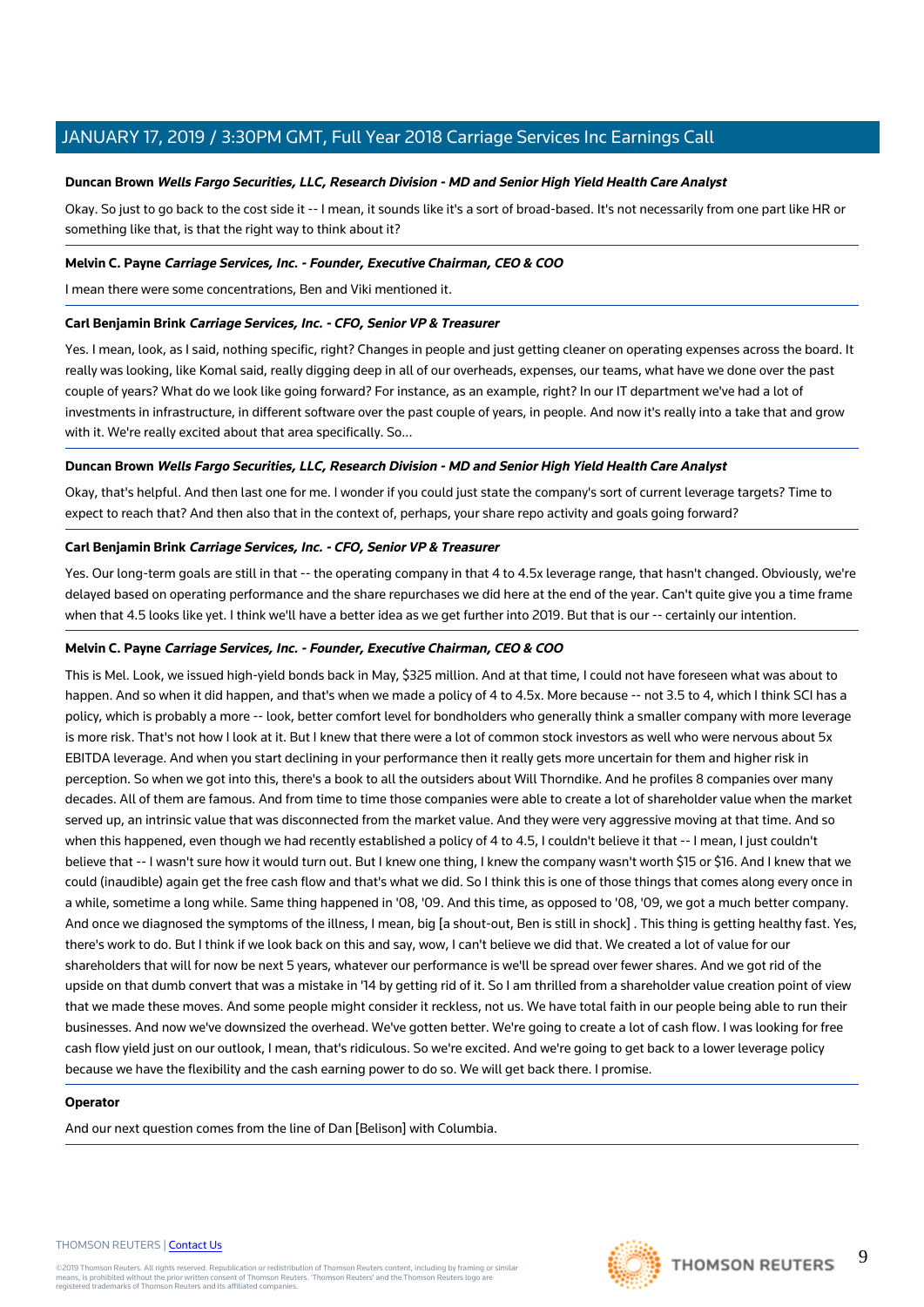**Duncan Brown** ***Wells Fargo Securities, LLC, Research Division - MD and Senior High Yield Health Care Analyst***

Okay. So just to go back to the cost side it -- I mean, it sounds like it's a sort of broad-based. It's not necessarily from one part like HR or something like that, is that the right way to think about it?

**Melvin C. Payne** ***Carriage Services, Inc. - Founder, Executive Chairman, CEO & COO***

I mean there were some concentrations, Ben and Viki mentioned it.

**Carl Benjamin Brink** ***Carriage Services, Inc. - CFO, Senior VP & Treasurer***

Yes. I mean, look, as I said, nothing specific, right? Changes in people and just getting cleaner on operating expenses across the board. It really was looking, like Komal said, really digging deep in all of our overheads, expenses, our teams, what have we done over the past couple of years? What do we look like going forward? For instance, as an example, right? In our IT department we've had a lot of investments in infrastructure, in different software over the past couple of years, in people. And now it's really into a take that and grow with it. We're really excited about that area specifically. So...

**Duncan Brown** ***Wells Fargo Securities, LLC, Research Division - MD and Senior High Yield Health Care Analyst***

Okay, that's helpful. And then last one for me. I wonder if you could just state the company's sort of current leverage targets? Time to expect to reach that? And then also that in the context of, perhaps, your share repo activity and goals going forward?

**Carl Benjamin Brink** ***Carriage Services, Inc. - CFO, Senior VP & Treasurer***

Yes. Our long-term goals are still in that -- the operating company in that 4 to 4.5x leverage range, that hasn't changed. Obviously, we're delayed based on operating performance and the share repurchases we did here at the end of the year. Can't quite give you a time frame when that 4.5 looks like yet. I think we'll have a better idea as we get further into 2019. But that is our -- certainly our intention.

**Melvin C. Payne** ***Carriage Services, Inc. - Founder, Executive Chairman, CEO & COO***

This is Mel. Look, we issued high-yield bonds back in May, $325 million. And at that time, I could not have foreseen what was about to happen. And so when it did happen, and that's when we made a policy of 4 to 4.5x. More because -- not 3.5 to 4, which I think SCI has a policy, which is probably a more -- look, better comfort level for bondholders who generally think a smaller company with more leverage is more risk. That's not how I look at it. But I knew that there were a lot of common stock investors as well who were nervous about 5x EBITDA leverage. And when you start declining in your performance then it really gets more uncertain for them and higher risk in perception. So when we got into this, there's a book to all the outsiders about Will Thorndike. And he profiles 8 companies over many decades. All of them are famous. And from time to time those companies were able to create a lot of shareholder value when the market served up, an intrinsic value that was disconnected from the market value. And they were very aggressive moving at that time. And so when this happened, even though we had recently established a policy of 4 to 4.5, I couldn't believe it that -- I mean, I just couldn't believe that -- I wasn't sure how it would turn out. But I knew one thing, I knew the company wasn't worth $15 or $16. And I knew that we could (inaudible) again get the free cash flow and that's what we did. So I think this is one of those things that comes along every once in a while, sometime a long while. Same thing happened in '08, '09. And this time, as opposed to '08, '09, we got a much better company. And once we diagnosed the symptoms of the illness, I mean, big [a shout-out, Ben is still in shock] . This thing is getting healthy fast. Yes, there's work to do. But I think if we look back on this and say, wow, I can't believe we did that. We created a lot of value for our shareholders that will for now be next 5 years, whatever our performance is we'll be spread over fewer shares. And we got rid of the upside on that dumb convert that was a mistake in '14 by getting rid of it. So I am thrilled from a shareholder value creation point of view that we made these moves. And some people might consider it reckless, not us. We have total faith in our people being able to run their businesses. And now we've downsized the overhead. We've gotten better. We're going to create a lot of cash flow. I was looking for free cash flow yield just on our outlook, I mean, that's ridiculous. So we're excited. And we're going to get back to a lower leverage policy because we have the flexibility and the cash earning power to do so. We will get back there. I promise.

**Operator**

And our next question comes from the line of Dan [Belison] with Columbia.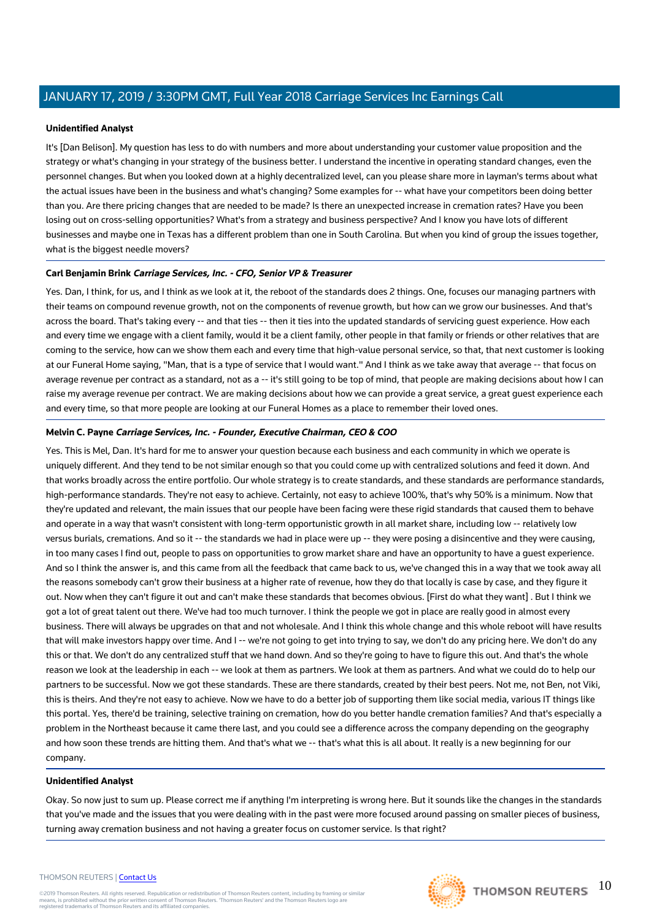**Unidentified Analyst**

It's [Dan Belison]. My question has less to do with numbers and more about understanding your customer value proposition and the strategy or what's changing in your strategy of the business better. I understand the incentive in operating standard changes, even the personnel changes. But when you looked down at a highly decentralized level, can you please share more in layman's terms about what the actual issues have been in the business and what's changing? Some examples for -- what have your competitors been doing better than you. Are there pricing changes that are needed to be made? Is there an unexpected increase in cremation rates? Have you been losing out on cross-selling opportunities? What's from a strategy and business perspective? And I know you have lots of different businesses and maybe one in Texas has a different problem than one in South Carolina. But when you kind of group the issues together, what is the biggest needle movers?

**Carl Benjamin Brink** ***Carriage Services, Inc. - CFO, Senior VP & Treasurer***

Yes. Dan, I think, for us, and I think as we look at it, the reboot of the standards does 2 things. One, focuses our managing partners with their teams on compound revenue growth, not on the components of revenue growth, but how can we grow our businesses. And that's across the board. That's taking every -- and that ties -- then it ties into the updated standards of servicing guest experience. How each and every time we engage with a client family, would it be a client family, other people in that family or friends or other relatives that are coming to the service, how can we show them each and every time that high-value personal service, so that, that next customer is looking at our Funeral Home saying, "Man, that is a type of service that I would want." And I think as we take away that average -- that focus on average revenue per contract as a standard, not as a -- it's still going to be top of mind, that people are making decisions about how I can raise my average revenue per contract. We are making decisions about how we can provide a great service, a great guest experience each and every time, so that more people are looking at our Funeral Homes as a place to remember their loved ones.

**Melvin C. Payne** ***Carriage Services, Inc. - Founder, Executive Chairman, CEO & COO***

Yes. This is Mel, Dan. It's hard for me to answer your question because each business and each community in which we operate is uniquely different. And they tend to be not similar enough so that you could come up with centralized solutions and feed it down. And that works broadly across the entire portfolio. Our whole strategy is to create standards, and these standards are performance standards, high-performance standards. They're not easy to achieve. Certainly, not easy to achieve 100%, that's why 50% is a minimum. Now that they're updated and relevant, the main issues that our people have been facing were these rigid standards that caused them to behave and operate in a way that wasn't consistent with long-term opportunistic growth in all market share, including low -- relatively low versus burials, cremations. And so it -- the standards we had in place were up -- they were posing a disincentive and they were causing, in too many cases I find out, people to pass on opportunities to grow market share and have an opportunity to have a guest experience. And so I think the answer is, and this came from all the feedback that came back to us, we've changed this in a way that we took away all the reasons somebody can't grow their business at a higher rate of revenue, how they do that locally is case by case, and they figure it out. Now when they can't figure it out and can't make these standards that becomes obvious. [First do what they want] . But I think we got a lot of great talent out there. We've had too much turnover. I think the people we got in place are really good in almost every business. There will always be upgrades on that and not wholesale. And I think this whole change and this whole reboot will have results that will make investors happy over time. And I -- we're not going to get into trying to say, we don't do any pricing here. We don't do any this or that. We don't do any centralized stuff that we hand down. And so they're going to have to figure this out. And that's the whole reason we look at the leadership in each -- we look at them as partners. We look at them as partners. And what we could do to help our partners to be successful. Now we got these standards. These are there standards, created by their best peers. Not me, not Ben, not Viki, this is theirs. And they're not easy to achieve. Now we have to do a better job of supporting them like social media, various IT things like this portal. Yes, there'd be training, selective training on cremation, how do you better handle cremation families? And that's especially a problem in the Northeast because it came there last, and you could see a difference across the company depending on the geography and how soon these trends are hitting them. And that's what we -- that's what this is all about. It really is a new beginning for our company.

**Unidentified Analyst**

Okay. So now just to sum up. Please correct me if anything I'm interpreting is wrong here. But it sounds like the changes in the standards that you've made and the issues that you were dealing with in the past were more focused around passing on smaller pieces of business, turning away cremation business and not having a greater focus on customer service. Is that right?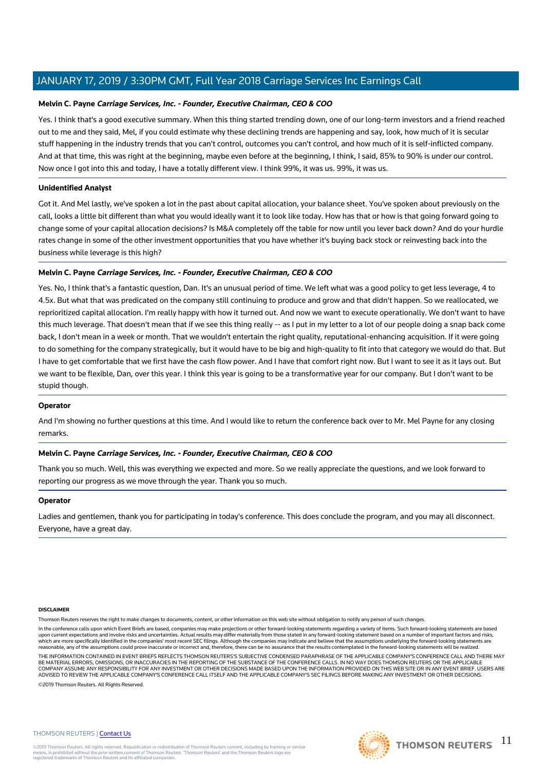**Melvin C. Payne** ***Carriage Services, Inc. - Founder, Executive Chairman, CEO & COO***

Yes. I think that's a good executive summary. When this thing started trending down, one of our long-term investors and a friend reached out to me and they said, Mel, if you could estimate why these declining trends are happening and say, look, how much of it is secular stuff happening in the industry trends that you can't control, outcomes you can't control, and how much of it is self-inflicted company. And at that time, this was right at the beginning, maybe even before at the beginning, I think, I said, 85% to 90% is under our control. Now once I got into this and today, I have a totally different view. I think 99%, it was us. 99%, it was us.

**Unidentified Analyst**

Got it. And Mel lastly, we've spoken a lot in the past about capital allocation, your balance sheet. You've spoken about previously on the call, looks a little bit different than what you would ideally want it to look like today. How has that or how is that going forward going to change some of your capital allocation decisions? Is M&A completely off the table for now until you lever back down? And do your hurdle rates change in some of the other investment opportunities that you have whether it's buying back stock or reinvesting back into the business while leverage is this high?

**Melvin C. Payne** ***Carriage Services, Inc. - Founder, Executive Chairman, CEO & COO***

Yes. No, I think that's a fantastic question, Dan. It's an unusual period of time. We left what was a good policy to get less leverage, 4 to 4.5x. But what that was predicated on the company still continuing to produce and grow and that didn't happen. So we reallocated, we reprioritized capital allocation. I'm really happy with how it turned out. And now we want to execute operationally. We don't want to have this much leverage. That doesn't mean that if we see this thing really -- as I put in my letter to a lot of our people doing a snap back come back, I don't mean in a week or month. That we wouldn't entertain the right quality, reputational-enhancing acquisition. If it were going to do something for the company strategically, but it would have to be big and high-quality to fit into that category we would do that. But I have to get comfortable that we first have the cash flow power. And I have that comfort right now. But I want to see it as it lays out. But we want to be flexible, Dan, over this year. I think this year is going to be a transformative year for our company. But I don't want to be stupid though.

**Operator**

And I'm showing no further questions at this time. And I would like to return the conference back over to Mr. Mel Payne for any closing remarks.

**Melvin C. Payne** ***Carriage Services, Inc. - Founder, Executive Chairman, CEO & COO***

Thank you so much. Well, this was everything we expected and more. So we really appreciate the questions, and we look forward to reporting our progress as we move through the year. Thank you so much.

**Operator**

Ladies and gentlemen, thank you for participating in today's conference. This does conclude the program, and you may all disconnect. Everyone, have a great day.

**DISCLAIMER**

Thomson Reuters reserves the right to make changes to documents, content, or other information on this web site without obligation to notify any person of such changes.

In the conference calls upon which Event Briefs are based, companies may make projections or other forward-looking statements regarding a variety of items. Such forward-looking statements are based upon current expectations and involve risks and uncertainties. Actual results may differ materially from those stated in any forward-looking statement based on a number of important factors and risks, which are more specifically identified in the companies' most recent SEC filings. Although the companies may indicate and believe that the assumptions underlying the forward-looking statements are reasonable, any of the assumptions could prove inaccurate or incorrect and, therefore, there can be no assurance that the results contemplated in the forward-looking statements will be realized.

THE INFORMATION CONTAINED IN EVENT BRIEFS REFLECTS THOMSON REUTERS'S SUBJECTIVE CONDENSED PARAPHRASE OF THE APPLICABLE COMPANY'S CONFERENCE CALL AND THERE MAY BE MATERIAL ERRORS, OMISSIONS, OR INACCURACIES IN THE REPORTING OF THE SUBSTANCE OF THE CONFERENCE CALLS. IN NO WAY DOES THOMSON REUTERS OR THE APPLICABLE COMPANY ASSUME ANY RESPONSIBILITY FOR ANY INVESTMENT OR OTHER DECISIONS MADE BASED UPON THE INFORMATION PROVIDED ON THIS WEB SITE OR IN ANY EVENT BRIEF. USERS ARE ADVISED TO REVIEW THE APPLICABLE COMPANY'S CONFERENCE CALL ITSELF AND THE APPLICABLE COMPANY'S SEC FILINGS BEFORE MAKING ANY INVESTMENT OR OTHER DECISIONS.

©2019 Thomson Reuters. All Rights Reserved.